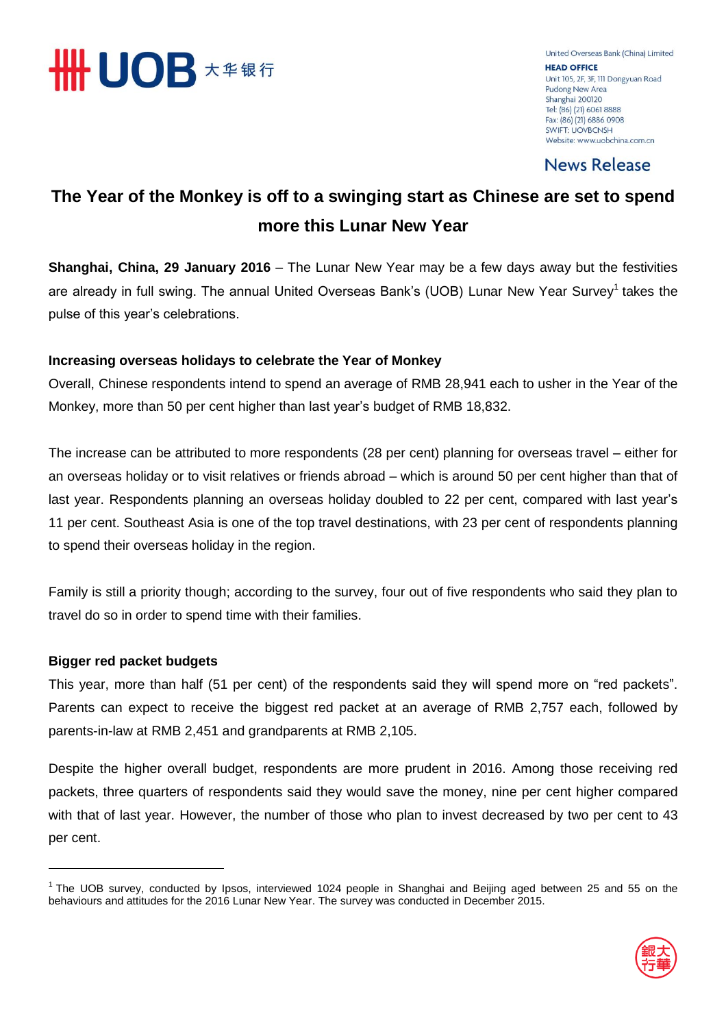UOB 大华银行

United Overseas Bank (China) Limited
**HEAD OFFICE**
Unit 105, 2F, 3F, 111 Dongyuan Road
Pudong New Area
Shanghai 200120
Tel: (86) (21) 6061 8888
Fax: (86) (21) 6886 0908
SWIFT: UOVBCNSH
Website: www.uobchina.com.cn

News Release

# The Year of the Monkey is off to a swinging start as Chinese are set to spend more this Lunar New Year

**Shanghai, China, 29 January 2016** – The Lunar New Year may be a few days away but the festivities are already in full swing. The annual United Overseas Bank's (UOB) Lunar New Year Survey[1] takes the pulse of this year's celebrations.

**Increasing overseas holidays to celebrate the Year of Monkey**

Overall, Chinese respondents intend to spend an average of RMB 28,941 each to usher in the Year of the Monkey, more than 50 per cent higher than last year's budget of RMB 18,832.

The increase can be attributed to more respondents (28 per cent) planning for overseas travel – either for an overseas holiday or to visit relatives or friends abroad – which is around 50 per cent higher than that of last year. Respondents planning an overseas holiday doubled to 22 per cent, compared with last year's 11 per cent. Southeast Asia is one of the top travel destinations, with 23 per cent of respondents planning to spend their overseas holiday in the region.

Family is still a priority though; according to the survey, four out of five respondents who said they plan to travel do so in order to spend time with their families.

**Bigger red packet budgets**

This year, more than half (51 per cent) of the respondents said they will spend more on "red packets". Parents can expect to receive the biggest red packet at an average of RMB 2,757 each, followed by parents-in-law at RMB 2,451 and grandparents at RMB 2,105.

Despite the higher overall budget, respondents are more prudent in 2016. Among those receiving red packets, three quarters of respondents said they would save the money, nine per cent higher compared with that of last year. However, the number of those who plan to invest decreased by two per cent to 43 per cent.

---

[1] The UOB survey, conducted by Ipsos, interviewed 1024 people in Shanghai and Beijing aged between 25 and 55 on the behaviours and attitudes for the 2016 Lunar New Year. The survey was conducted in December 2015.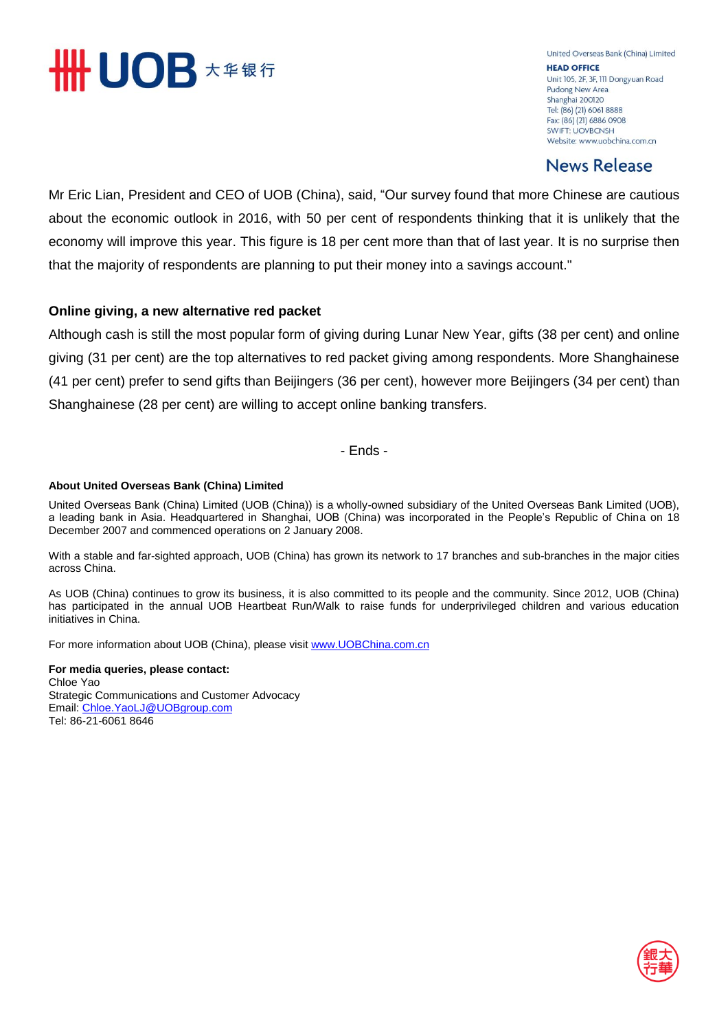Mr Eric Lian, President and CEO of UOB (China), said, “Our survey found that more Chinese are cautious about the economic outlook in 2016, with 50 per cent of respondents thinking that it is unlikely that the economy will improve this year. This figure is 18 per cent more than that of last year. It is no surprise then that the majority of respondents are planning to put their money into a savings account."

**Online giving, a new alternative red packet**

Although cash is still the most popular form of giving during Lunar New Year, gifts (38 per cent) and online giving (31 per cent) are the top alternatives to red packet giving among respondents. More Shanghainese (41 per cent) prefer to send gifts than Beijingers (36 per cent), however more Beijingers (34 per cent) than Shanghainese (28 per cent) are willing to accept online banking transfers.

- Ends -

**About United Overseas Bank (China) Limited**

United Overseas Bank (China) Limited (UOB (China)) is a wholly-owned subsidiary of the United Overseas Bank Limited (UOB), a leading bank in Asia. Headquartered in Shanghai, UOB (China) was incorporated in the People’s Republic of China on 18 December 2007 and commenced operations on 2 January 2008.

With a stable and far-sighted approach, UOB (China) has grown its network to 17 branches and sub-branches in the major cities across China.

As UOB (China) continues to grow its business, it is also committed to its people and the community. Since 2012, UOB (China) has participated in the annual UOB Heartbeat Run/Walk to raise funds for underprivileged children and various education initiatives in China.

For more information about UOB (China), please visit www.UOBChina.com.cn

**For media queries, please contact:**
Chloe Yao
Strategic Communications and Customer Advocacy
Email: Chloe.YaoLJ@UOBgroup.com
Tel: 86-21-6061 8646